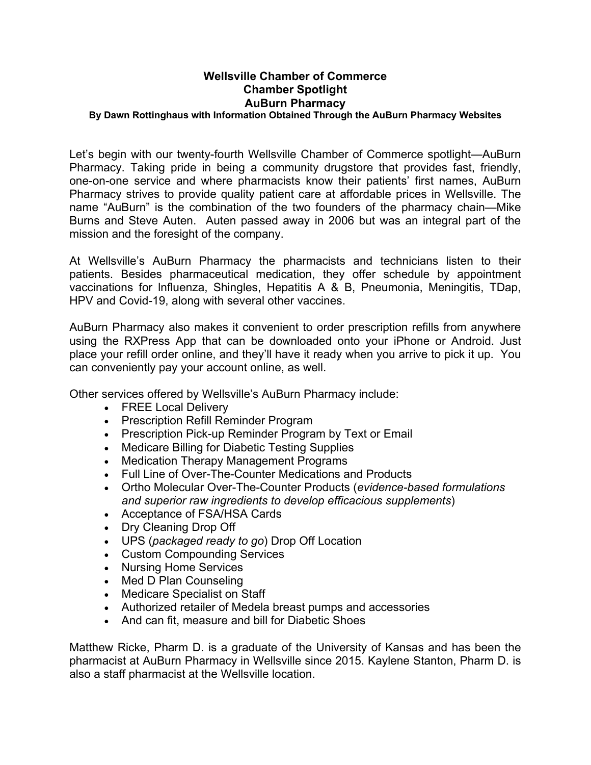# Wellsville Chamber of Commerce
## Chamber Spotlight
## AuBurn Pharmacy

**By Dawn Rottinghaus with Information Obtained Through the AuBurn Pharmacy Websites**

Let's begin with our twenty-fourth Wellsville Chamber of Commerce spotlight—AuBurn Pharmacy. Taking pride in being a community drugstore that provides fast, friendly, one-on-one service and where pharmacists know their patients' first names, AuBurn Pharmacy strives to provide quality patient care at affordable prices in Wellsville. The name "AuBurn" is the combination of the two founders of the pharmacy chain—Mike Burns and Steve Auten. Auten passed away in 2006 but was an integral part of the mission and the foresight of the company.

At Wellsville's AuBurn Pharmacy the pharmacists and technicians listen to their patients. Besides pharmaceutical medication, they offer schedule by appointment vaccinations for Influenza, Shingles, Hepatitis A & B, Pneumonia, Meningitis, TDap, HPV and Covid-19, along with several other vaccines.

AuBurn Pharmacy also makes it convenient to order prescription refills from anywhere using the RXPress App that can be downloaded onto your iPhone or Android. Just place your refill order online, and they'll have it ready when you arrive to pick it up. You can conveniently pay your account online, as well.

Other services offered by Wellsville's AuBurn Pharmacy include:

- FREE Local Delivery
- Prescription Refill Reminder Program
- Prescription Pick-up Reminder Program by Text or Email
- Medicare Billing for Diabetic Testing Supplies
- Medication Therapy Management Programs
- Full Line of Over-The-Counter Medications and Products
- Ortho Molecular Over-The-Counter Products (*evidence-based formulations and superior raw ingredients to develop efficacious supplements*)
- Acceptance of FSA/HSA Cards
- Dry Cleaning Drop Off
- UPS (*packaged ready to go*) Drop Off Location
- Custom Compounding Services
- Nursing Home Services
- Med D Plan Counseling
- Medicare Specialist on Staff
- Authorized retailer of Medela breast pumps and accessories
- And can fit, measure and bill for Diabetic Shoes

Matthew Ricke, Pharm D. is a graduate of the University of Kansas and has been the pharmacist at AuBurn Pharmacy in Wellsville since 2015. Kaylene Stanton, Pharm D. is also a staff pharmacist at the Wellsville location.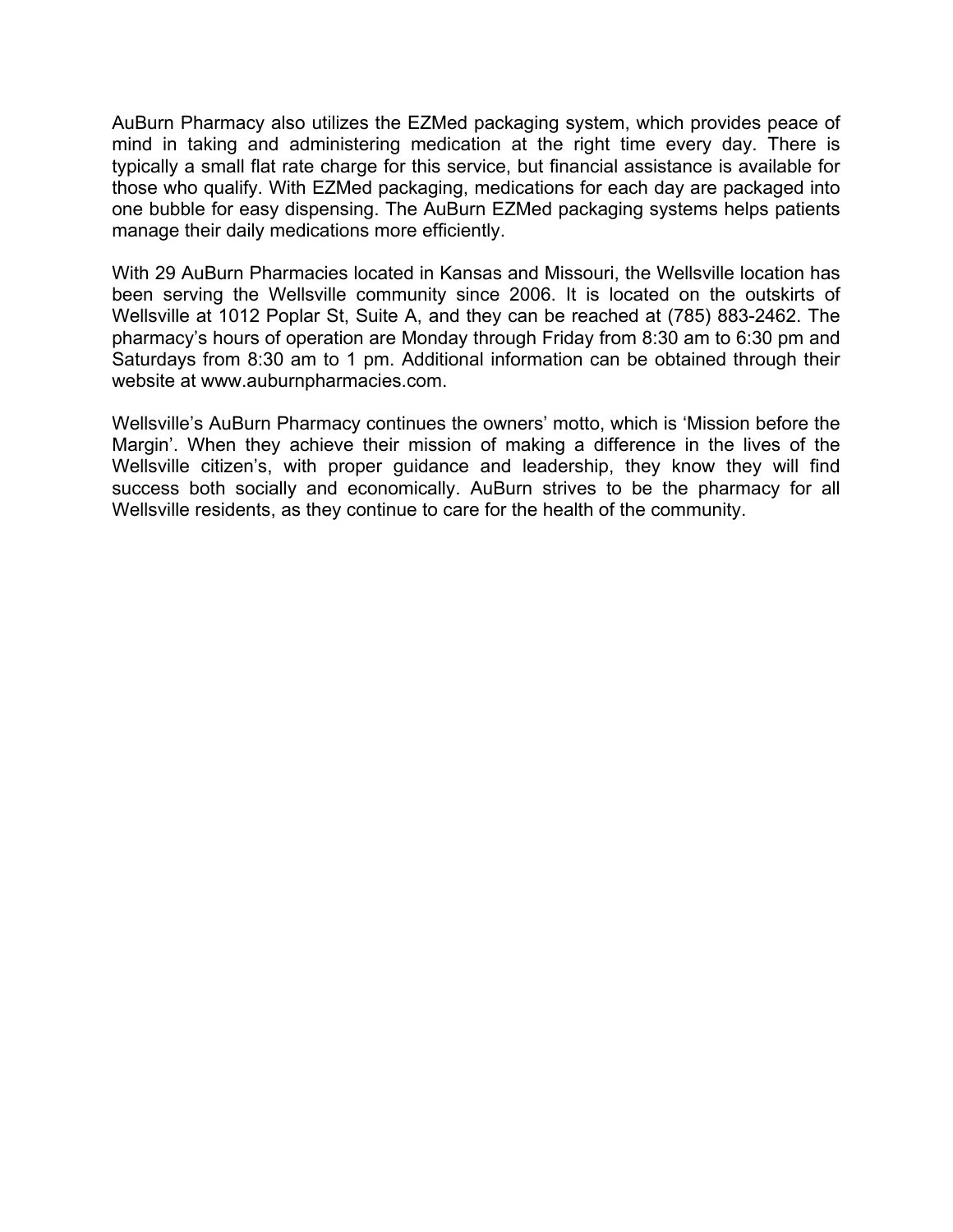AuBurn Pharmacy also utilizes the EZMed packaging system, which provides peace of mind in taking and administering medication at the right time every day. There is typically a small flat rate charge for this service, but financial assistance is available for those who qualify. With EZMed packaging, medications for each day are packaged into one bubble for easy dispensing. The AuBurn EZMed packaging systems helps patients manage their daily medications more efficiently.

With 29 AuBurn Pharmacies located in Kansas and Missouri, the Wellsville location has been serving the Wellsville community since 2006. It is located on the outskirts of Wellsville at 1012 Poplar St, Suite A, and they can be reached at (785) 883-2462. The pharmacy's hours of operation are Monday through Friday from 8:30 am to 6:30 pm and Saturdays from 8:30 am to 1 pm. Additional information can be obtained through their website at www.auburnpharmacies.com.

Wellsville's AuBurn Pharmacy continues the owners' motto, which is 'Mission before the Margin'. When they achieve their mission of making a difference in the lives of the Wellsville citizen's, with proper guidance and leadership, they know they will find success both socially and economically. AuBurn strives to be the pharmacy for all Wellsville residents, as they continue to care for the health of the community.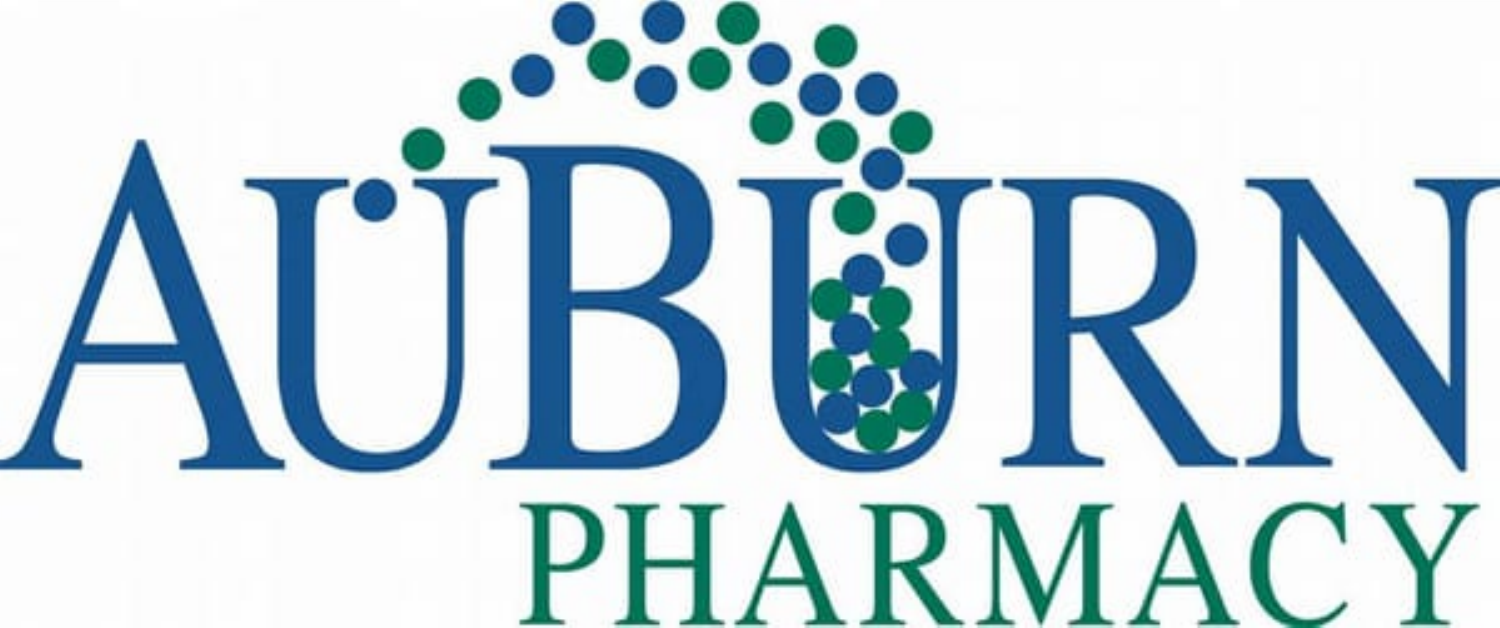AUBURN

PHARMACY